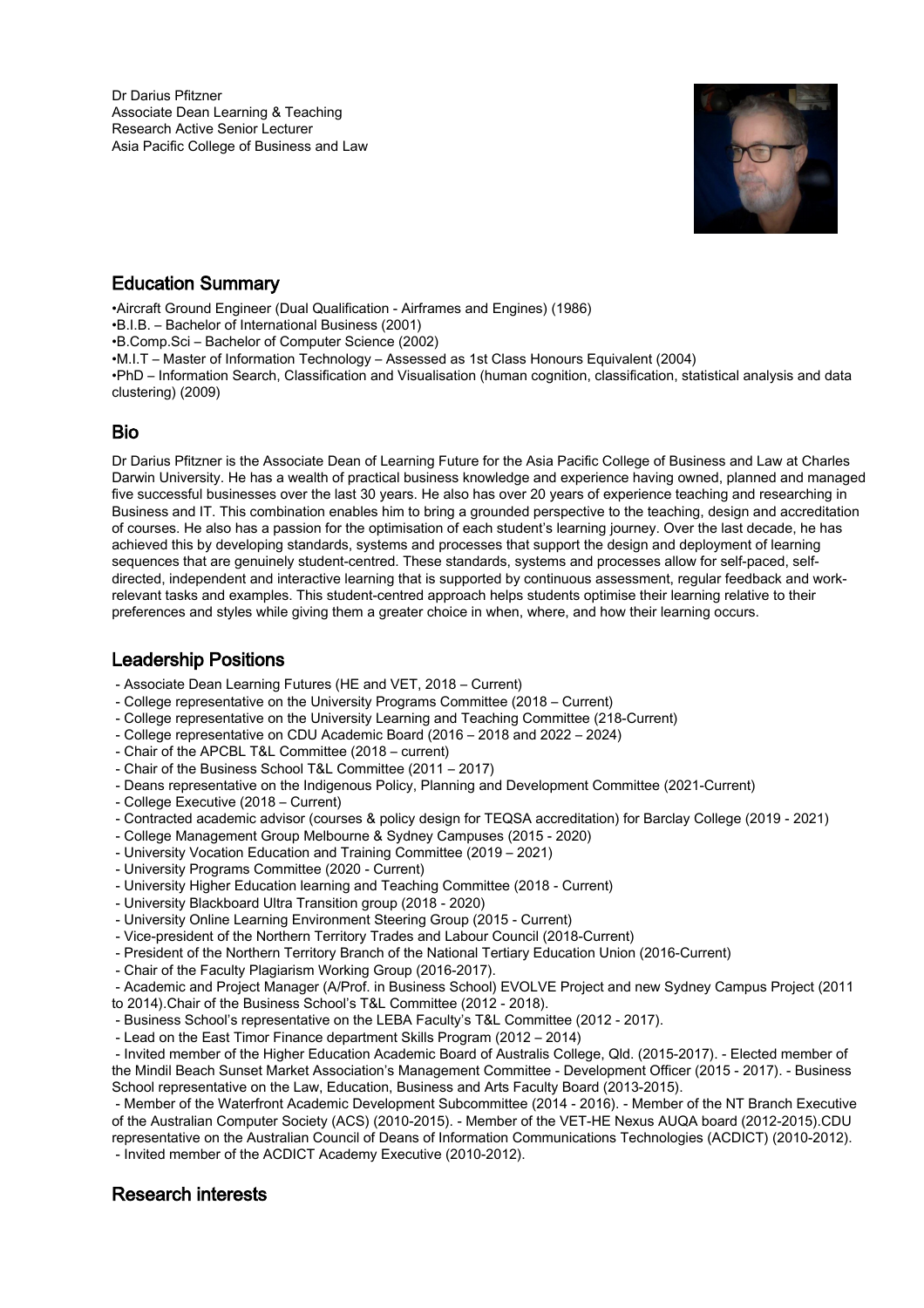Dr Darius Pfitzner
Associate Dean Learning & Teaching
Research Active Senior Lecturer
Asia Pacific College of Business and Law

## Education Summary

•Aircraft Ground Engineer (Dual Qualification - Airframes and Engines) (1986)
•B.I.B. – Bachelor of International Business (2001)
•B.Comp.Sci – Bachelor of Computer Science (2002)
•M.I.T – Master of Information Technology – Assessed as 1st Class Honours Equivalent (2004)
•PhD – Information Search, Classification and Visualisation (human cognition, classification, statistical analysis and data clustering) (2009)

## Bio

Dr Darius Pfitzner is the Associate Dean of Learning Future for the Asia Pacific College of Business and Law at Charles Darwin University. He has a wealth of practical business knowledge and experience having owned, planned and managed five successful businesses over the last 30 years. He also has over 20 years of experience teaching and researching in Business and IT. This combination enables him to bring a grounded perspective to the teaching, design and accreditation of courses. He also has a passion for the optimisation of each student's learning journey. Over the last decade, he has achieved this by developing standards, systems and processes that support the design and deployment of learning sequences that are genuinely student-centred. These standards, systems and processes allow for self-paced, self-directed, independent and interactive learning that is supported by continuous assessment, regular feedback and work-relevant tasks and examples. This student-centred approach helps students optimise their learning relative to their preferences and styles while giving them a greater choice in when, where, and how their learning occurs.

## Leadership Positions

- Associate Dean Learning Futures (HE and VET, 2018 – Current)
- College representative on the University Programs Committee (2018 – Current)
- College representative on the University Learning and Teaching Committee (218-Current)
- College representative on CDU Academic Board (2016 – 2018 and 2022 – 2024)
- Chair of the APCBL T&L Committee (2018 – current)
- Chair of the Business School T&L Committee (2011 – 2017)
- Deans representative on the Indigenous Policy, Planning and Development Committee (2021-Current)
- College Executive (2018 – Current)
- Contracted academic advisor (courses & policy design for TEQSA accreditation) for Barclay College (2019 - 2021)
- College Management Group Melbourne & Sydney Campuses (2015 - 2020)
- University Vocation Education and Training Committee (2019 – 2021)
- University Programs Committee (2020 - Current)
- University Higher Education learning and Teaching Committee (2018 - Current)
- University Blackboard Ultra Transition group (2018 - 2020)
- University Online Learning Environment Steering Group (2015 - Current)
- Vice-president of the Northern Territory Trades and Labour Council (2018-Current)
- President of the Northern Territory Branch of the National Tertiary Education Union (2016-Current)
- Chair of the Faculty Plagiarism Working Group (2016-2017).
- Academic and Project Manager (A/Prof. in Business School) EVOLVE Project and new Sydney Campus Project (2011 to 2014).Chair of the Business School's T&L Committee (2012 - 2018).
- Business School's representative on the LEBA Faculty's T&L Committee (2012 - 2017).
- Lead on the East Timor Finance department Skills Program (2012 – 2014)
- Invited member of the Higher Education Academic Board of Australis College, Qld. (2015-2017). - Elected member of the Mindil Beach Sunset Market Association's Management Committee - Development Officer (2015 - 2017). - Business School representative on the Law, Education, Business and Arts Faculty Board (2013-2015).
- Member of the Waterfront Academic Development Subcommittee (2014 - 2016). - Member of the NT Branch Executive of the Australian Computer Society (ACS) (2010-2015). - Member of the VET-HE Nexus AUQA board (2012-2015).CDU representative on the Australian Council of Deans of Information Communications Technologies (ACDICT) (2010-2012).
- Invited member of the ACDICT Academy Executive (2010-2012).

## Research interests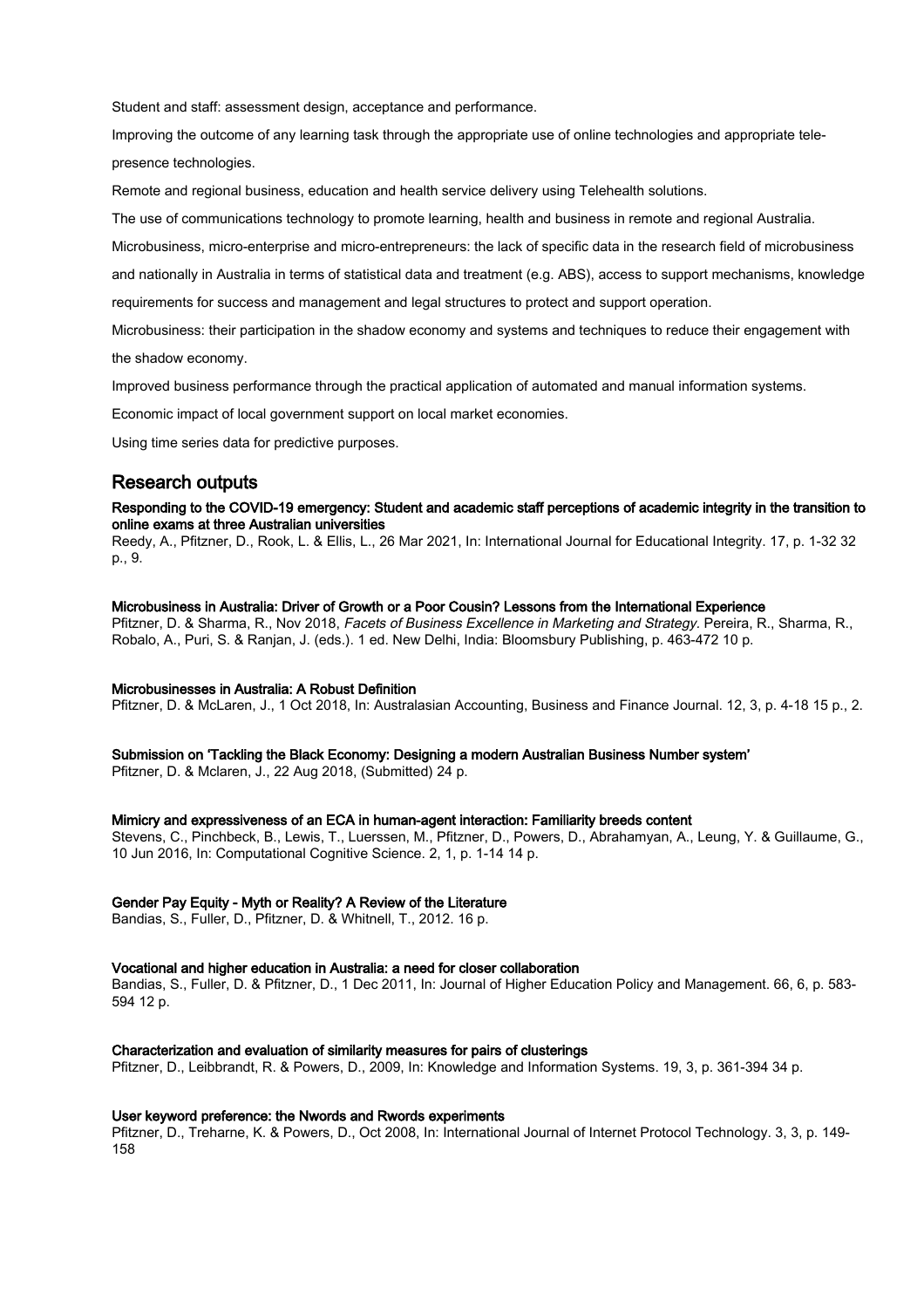Student and staff: assessment design, acceptance and performance.

Improving the outcome of any learning task through the appropriate use of online technologies and appropriate tele-presence technologies.

Remote and regional business, education and health service delivery using Telehealth solutions.

The use of communications technology to promote learning, health and business in remote and regional Australia.

Microbusiness, micro-enterprise and micro-entrepreneurs: the lack of specific data in the research field of microbusiness and nationally in Australia in terms of statistical data and treatment (e.g. ABS), access to support mechanisms, knowledge requirements for success and management and legal structures to protect and support operation.

Microbusiness: their participation in the shadow economy and systems and techniques to reduce their engagement with the shadow economy.

Improved business performance through the practical application of automated and manual information systems.

Economic impact of local government support on local market economies.

Using time series data for predictive purposes.

## Research outputs

**Responding to the COVID-19 emergency: Student and academic staff perceptions of academic integrity in the transition to online exams at three Australian universities**

Reedy, A., Pfitzner, D., Rook, L. & Ellis, L., 26 Mar 2021, In: International Journal for Educational Integrity. 17, p. 1-32 32 p., 9.

**Microbusiness in Australia: Driver of Growth or a Poor Cousin? Lessons from the International Experience**

Pfitzner, D. & Sharma, R., Nov 2018, *Facets of Business Excellence in Marketing and Strategy.* Pereira, R., Sharma, R., Robalo, A., Puri, S. & Ranjan, J. (eds.). 1 ed. New Delhi, India: Bloomsbury Publishing, p. 463-472 10 p.

**Microbusinesses in Australia: A Robust Definition**

Pfitzner, D. & McLaren, J., 1 Oct 2018, In: Australasian Accounting, Business and Finance Journal. 12, 3, p. 4-18 15 p., 2.

**Submission on 'Tackling the Black Economy: Designing a modern Australian Business Number system'**

Pfitzner, D. & Mclaren, J., 22 Aug 2018, (Submitted) 24 p.

**Mimicry and expressiveness of an ECA in human-agent interaction: Familiarity breeds content**

Stevens, C., Pinchbeck, B., Lewis, T., Luerssen, M., Pfitzner, D., Powers, D., Abrahamyan, A., Leung, Y. & Guillaume, G., 10 Jun 2016, In: Computational Cognitive Science. 2, 1, p. 1-14 14 p.

**Gender Pay Equity - Myth or Reality? A Review of the Literature**

Bandias, S., Fuller, D., Pfitzner, D. & Whitnell, T., 2012. 16 p.

**Vocational and higher education in Australia: a need for closer collaboration**

Bandias, S., Fuller, D. & Pfitzner, D., 1 Dec 2011, In: Journal of Higher Education Policy and Management. 66, 6, p. 583-594 12 p.

**Characterization and evaluation of similarity measures for pairs of clusterings**

Pfitzner, D., Leibbrandt, R. & Powers, D., 2009, In: Knowledge and Information Systems. 19, 3, p. 361-394 34 p.

**User keyword preference: the Nwords and Rwords experiments**

Pfitzner, D., Treharne, K. & Powers, D., Oct 2008, In: International Journal of Internet Protocol Technology. 3, 3, p. 149-158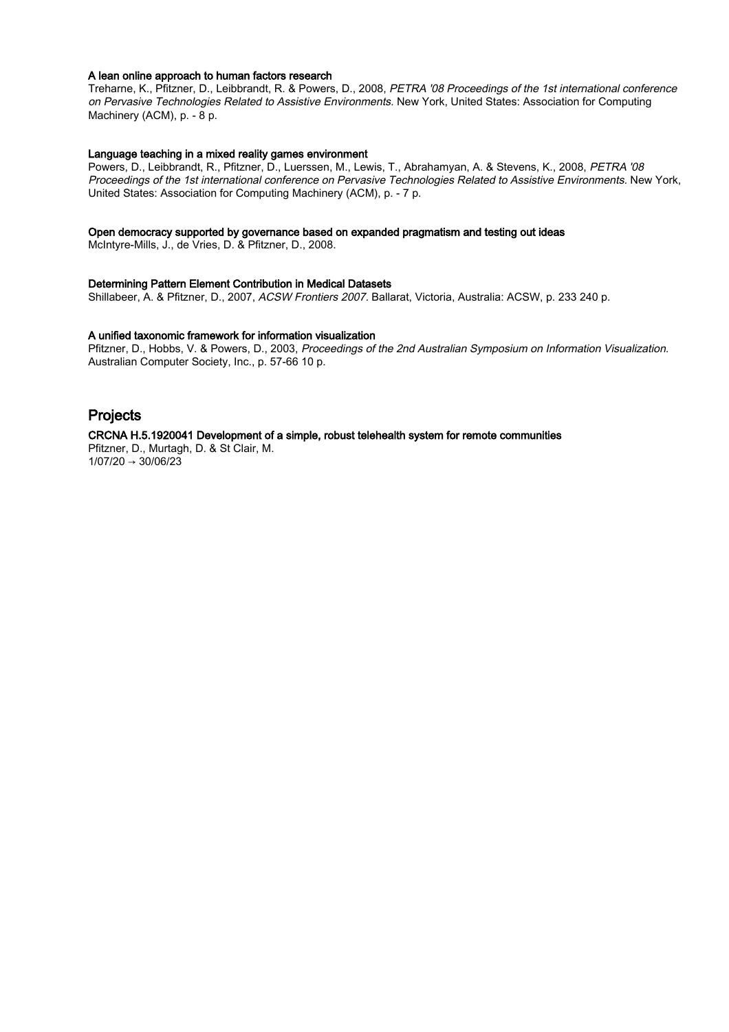**A lean online approach to human factors research**

Treharne, K., Pfitzner, D., Leibbrandt, R. & Powers, D., 2008, *PETRA '08 Proceedings of the 1st international conference on Pervasive Technologies Related to Assistive Environments.* New York, United States: Association for Computing Machinery (ACM), p. - 8 p.

**Language teaching in a mixed reality games environment**

Powers, D., Leibbrandt, R., Pfitzner, D., Luerssen, M., Lewis, T., Abrahamyan, A. & Stevens, K., 2008, *PETRA '08 Proceedings of the 1st international conference on Pervasive Technologies Related to Assistive Environments.* New York, United States: Association for Computing Machinery (ACM), p. - 7 p.

**Open democracy supported by governance based on expanded pragmatism and testing out ideas**

McIntyre-Mills, J., de Vries, D. & Pfitzner, D., 2008.

**Determining Pattern Element Contribution in Medical Datasets**

Shillabeer, A. & Pfitzner, D., 2007, *ACSW Frontiers 2007.* Ballarat, Victoria, Australia: ACSW, p. 233 240 p.

**A unified taxonomic framework for information visualization**

Pfitzner, D., Hobbs, V. & Powers, D., 2003, *Proceedings of the 2nd Australian Symposium on Information Visualization.* Australian Computer Society, Inc., p. 57-66 10 p.

## Projects

**CRCNA H.5.1920041 Development of a simple, robust telehealth system for remote communities**

Pfitzner, D., Murtagh, D. & St Clair, M.
1/07/20 → 30/06/23